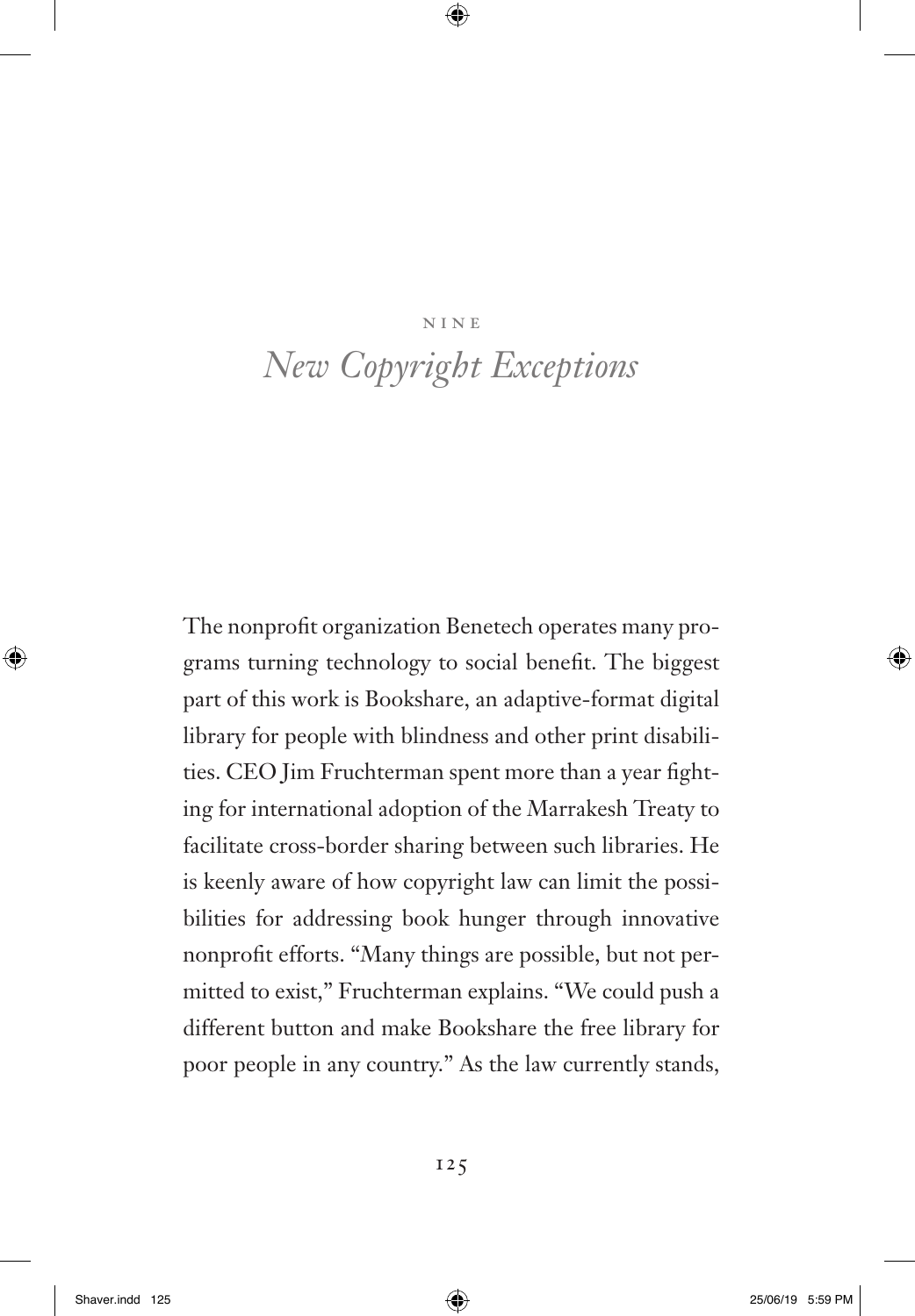# NINE

# *New Copyright Exceptions*

The nonprofit organization Benetech operates many programs turning technology to social benefit. The biggest part of this work is Bookshare, an adaptive-format digital library for people with blindness and other print disabilities. CEO Jim Fruchterman spent more than a year fighting for international adoption of the Marrakesh Treaty to facilitate cross-border sharing between such libraries. He is keenly aware of how copyright law can limit the possibilities for addressing book hunger through innovative nonprofit efforts. "Many things are possible, but not permitted to exist," Fruchterman explains. "We could push a different button and make Bookshare the free library for poor people in any country." As the law currently stands,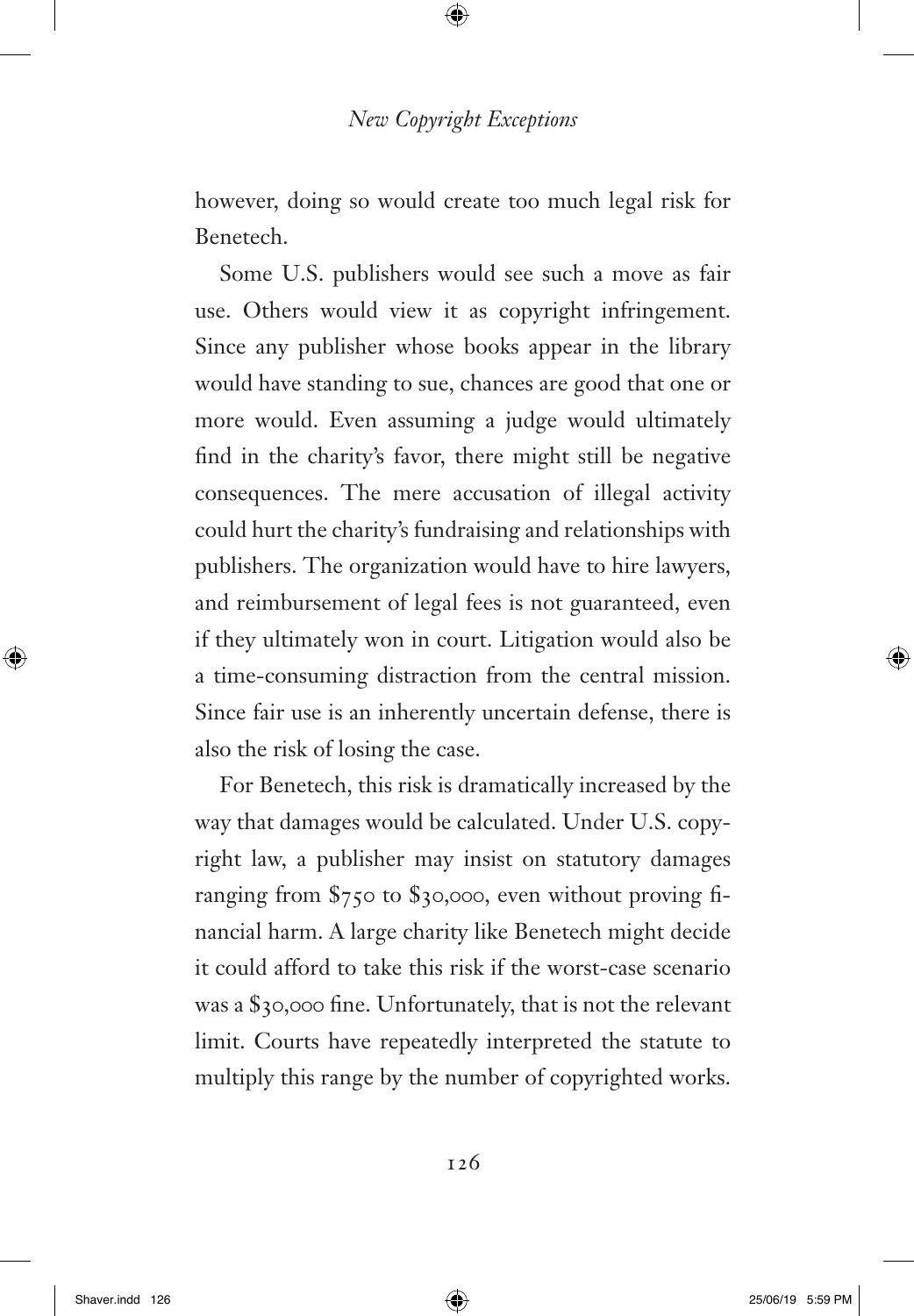however, doing so would create too much legal risk for Benetech.

Some U.S. publishers would see such a move as fair use. Others would view it as copyright infringement. Since any publisher whose books appear in the library would have standing to sue, chances are good that one or more would. Even assuming a judge would ultimately find in the charity's favor, there might still be negative consequences. The mere accusation of illegal activity could hurt the charity's fundraising and relationships with publishers. The organization would have to hire lawyers, and reimbursement of legal fees is not guaranteed, even if they ultimately won in court. Litigation would also be a time-consuming distraction from the central mission. Since fair use is an inherently uncertain defense, there is also the risk of losing the case.

For Benetech, this risk is dramatically increased by the way that damages would be calculated. Under U.S. copyright law, a publisher may insist on statutory damages ranging from $750 to $30,000, even without proving financial harm. A large charity like Benetech might decide it could afford to take this risk if the worst-case scenario was a $30,000 fine. Unfortunately, that is not the relevant limit. Courts have repeatedly interpreted the statute to multiply this range by the number of copyrighted works.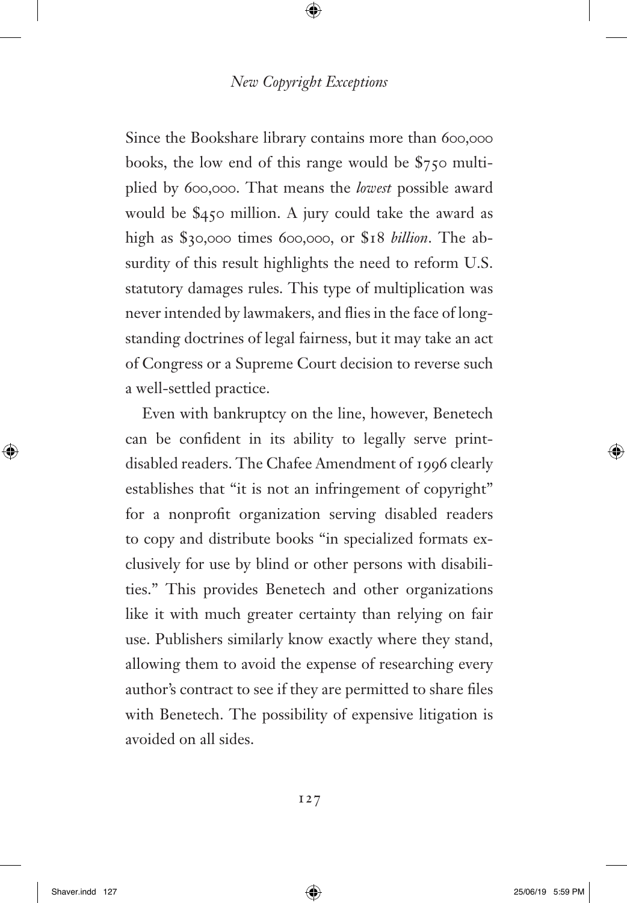Since the Bookshare library contains more than 600,000 books, the low end of this range would be $750 multiplied by 600,000. That means the *lowest* possible award would be $450 million. A jury could take the award as high as $30,000 times 600,000, or $18 *billion*. The absurdity of this result highlights the need to reform U.S. statutory damages rules. This type of multiplication was never intended by lawmakers, and flies in the face of longstanding doctrines of legal fairness, but it may take an act of Congress or a Supreme Court decision to reverse such a well-settled practice.

Even with bankruptcy on the line, however, Benetech can be confident in its ability to legally serve print-disabled readers. The Chafee Amendment of 1996 clearly establishes that "it is not an infringement of copyright" for a nonprofit organization serving disabled readers to copy and distribute books "in specialized formats exclusively for use by blind or other persons with disabilities." This provides Benetech and other organizations like it with much greater certainty than relying on fair use. Publishers similarly know exactly where they stand, allowing them to avoid the expense of researching every author's contract to see if they are permitted to share files with Benetech. The possibility of expensive litigation is avoided on all sides.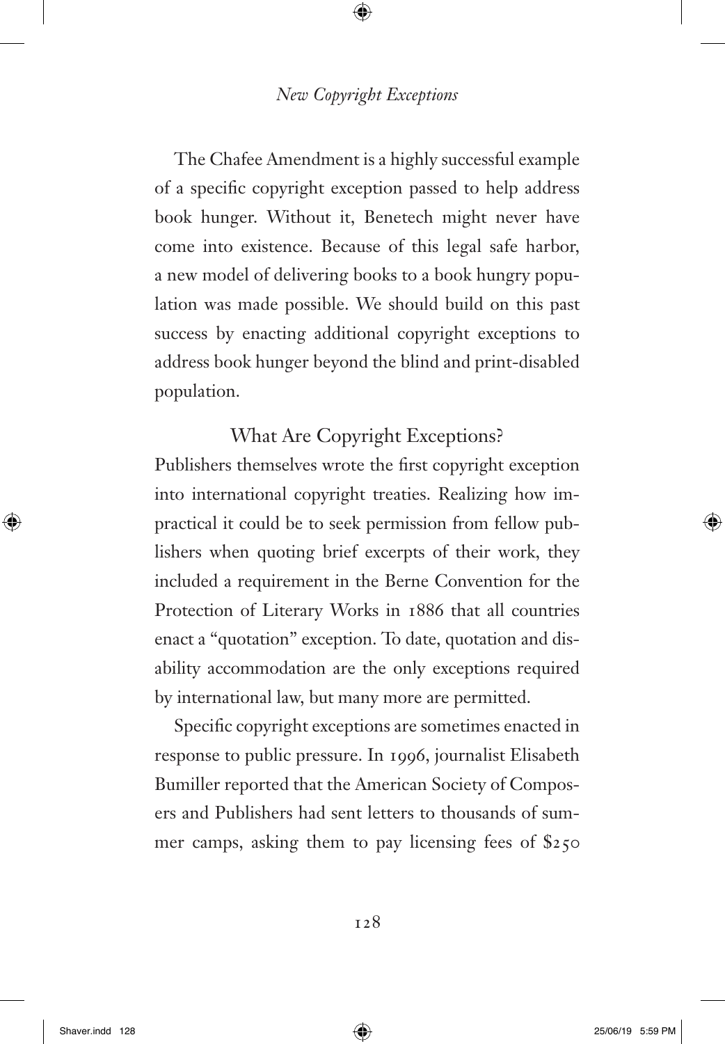The Chafee Amendment is a highly successful example of a specific copyright exception passed to help address book hunger. Without it, Benetech might never have come into existence. Because of this legal safe harbor, a new model of delivering books to a book hungry population was made possible. We should build on this past success by enacting additional copyright exceptions to address book hunger beyond the blind and print-disabled population.

## What Are Copyright Exceptions?

Publishers themselves wrote the first copyright exception into international copyright treaties. Realizing how impractical it could be to seek permission from fellow publishers when quoting brief excerpts of their work, they included a requirement in the Berne Convention for the Protection of Literary Works in 1886 that all countries enact a "quotation" exception. To date, quotation and disability accommodation are the only exceptions required by international law, but many more are permitted.

Specific copyright exceptions are sometimes enacted in response to public pressure. In 1996, journalist Elisabeth Bumiller reported that the American Society of Composers and Publishers had sent letters to thousands of summer camps, asking them to pay licensing fees of $250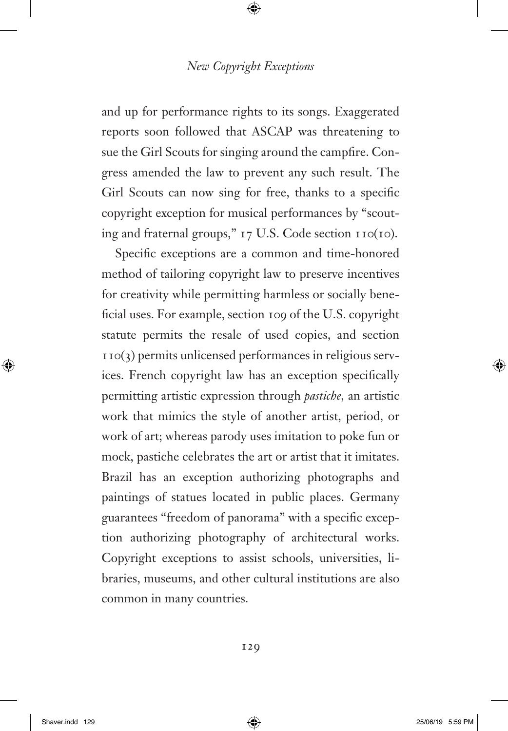and up for performance rights to its songs. Exaggerated reports soon followed that ASCAP was threatening to sue the Girl Scouts for singing around the campfire. Congress amended the law to prevent any such result. The Girl Scouts can now sing for free, thanks to a specific copyright exception for musical performances by "scouting and fraternal groups," 17 U.S. Code section 110(10).

Specific exceptions are a common and time-honored method of tailoring copyright law to preserve incentives for creativity while permitting harmless or socially beneficial uses. For example, section 109 of the U.S. copyright statute permits the resale of used copies, and section 110(3) permits unlicensed performances in religious services. French copyright law has an exception specifically permitting artistic expression through *pastiche*, an artistic work that mimics the style of another artist, period, or work of art; whereas parody uses imitation to poke fun or mock, pastiche celebrates the art or artist that it imitates. Brazil has an exception authorizing photographs and paintings of statues located in public places. Germany guarantees "freedom of panorama" with a specific exception authorizing photography of architectural works. Copyright exceptions to assist schools, universities, libraries, museums, and other cultural institutions are also common in many countries.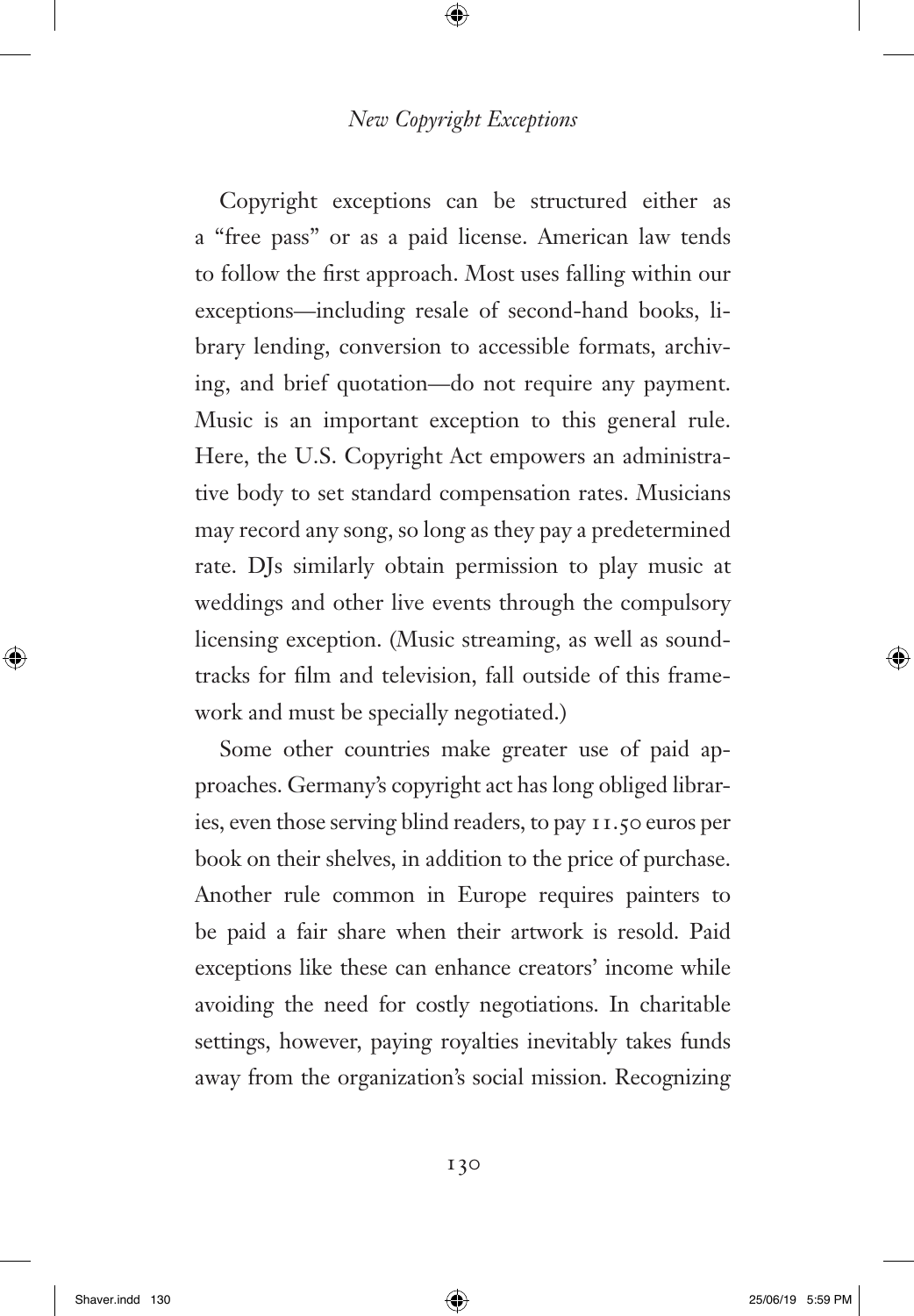Copyright exceptions can be structured either as a "free pass" or as a paid license. American law tends to follow the first approach. Most uses falling within our exceptions—including resale of second-hand books, library lending, conversion to accessible formats, archiving, and brief quotation—do not require any payment. Music is an important exception to this general rule. Here, the U.S. Copyright Act empowers an administrative body to set standard compensation rates. Musicians may record any song, so long as they pay a predetermined rate. DJs similarly obtain permission to play music at weddings and other live events through the compulsory licensing exception. (Music streaming, as well as soundtracks for film and television, fall outside of this framework and must be specially negotiated.)

Some other countries make greater use of paid approaches. Germany's copyright act has long obliged libraries, even those serving blind readers, to pay 11.50 euros per book on their shelves, in addition to the price of purchase. Another rule common in Europe requires painters to be paid a fair share when their artwork is resold. Paid exceptions like these can enhance creators' income while avoiding the need for costly negotiations. In charitable settings, however, paying royalties inevitably takes funds away from the organization's social mission. Recognizing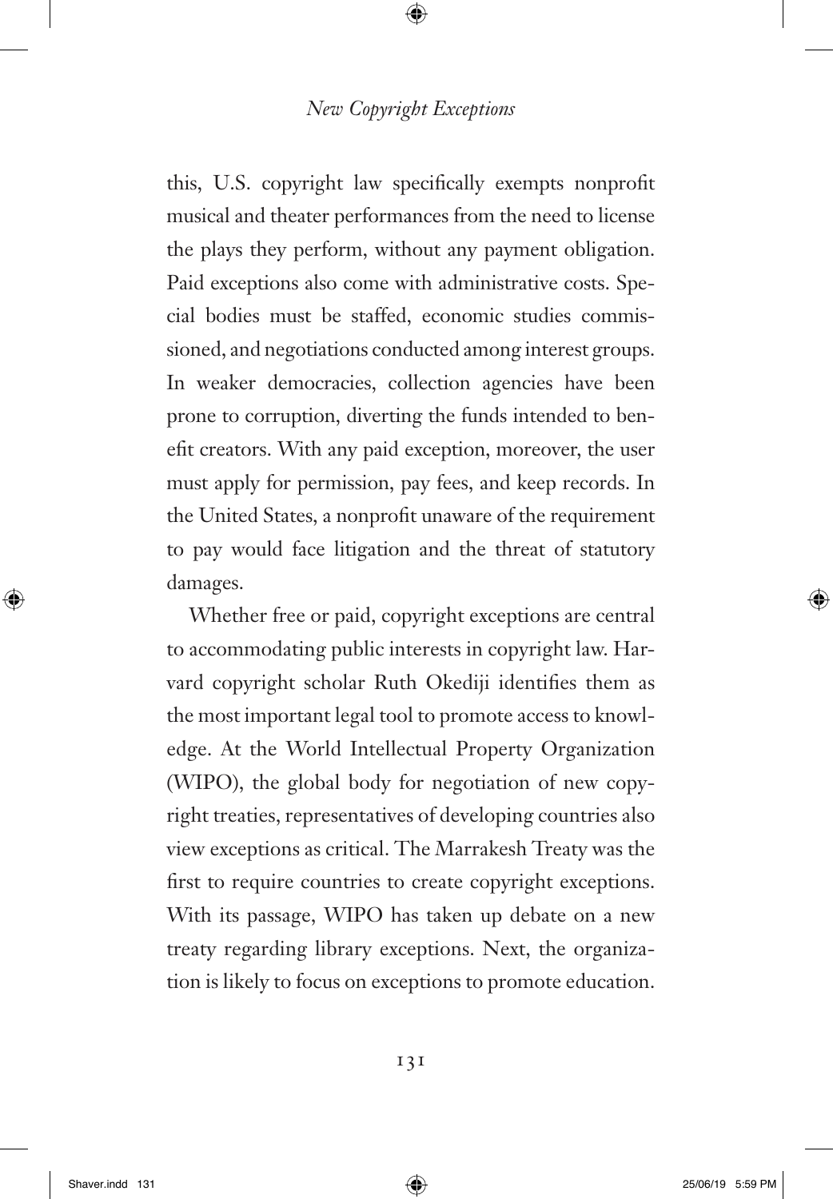this, U.S. copyright law specifically exempts nonprofit musical and theater performances from the need to license the plays they perform, without any payment obligation. Paid exceptions also come with administrative costs. Special bodies must be staffed, economic studies commissioned, and negotiations conducted among interest groups. In weaker democracies, collection agencies have been prone to corruption, diverting the funds intended to benefit creators. With any paid exception, moreover, the user must apply for permission, pay fees, and keep records. In the United States, a nonprofit unaware of the requirement to pay would face litigation and the threat of statutory damages.

Whether free or paid, copyright exceptions are central to accommodating public interests in copyright law. Harvard copyright scholar Ruth Okediji identifies them as the most important legal tool to promote access to knowledge. At the World Intellectual Property Organization (WIPO), the global body for negotiation of new copyright treaties, representatives of developing countries also view exceptions as critical. The Marrakesh Treaty was the first to require countries to create copyright exceptions. With its passage, WIPO has taken up debate on a new treaty regarding library exceptions. Next, the organization is likely to focus on exceptions to promote education.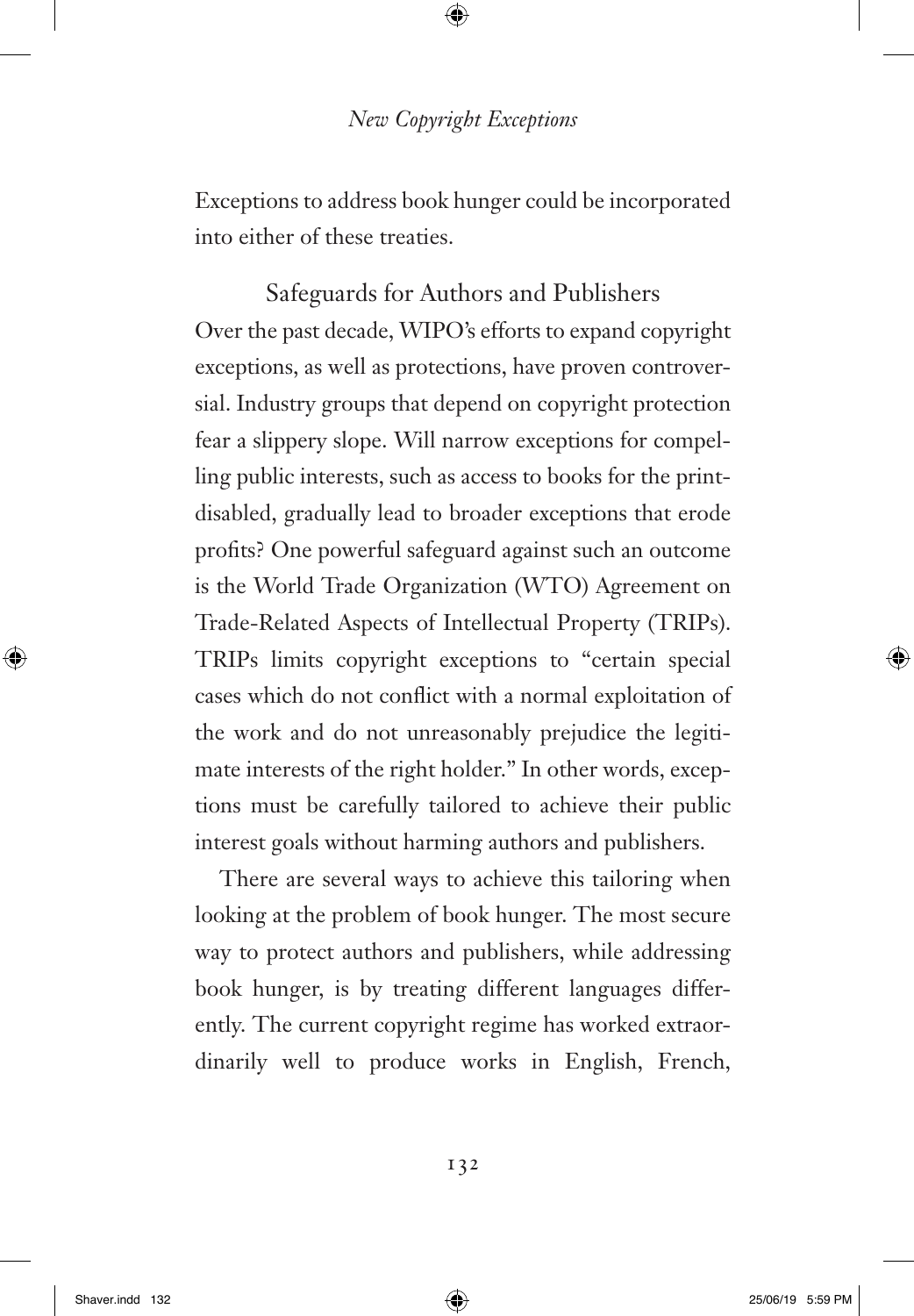Exceptions to address book hunger could be incorporated into either of these treaties.

## Safeguards for Authors and Publishers

Over the past decade, WIPO's efforts to expand copyright exceptions, as well as protections, have proven controversial. Industry groups that depend on copyright protection fear a slippery slope. Will narrow exceptions for compelling public interests, such as access to books for the print-disabled, gradually lead to broader exceptions that erode profits? One powerful safeguard against such an outcome is the World Trade Organization (WTO) Agreement on Trade-Related Aspects of Intellectual Property (TRIPs). TRIPs limits copyright exceptions to "certain special cases which do not conflict with a normal exploitation of the work and do not unreasonably prejudice the legitimate interests of the right holder." In other words, exceptions must be carefully tailored to achieve their public interest goals without harming authors and publishers.

There are several ways to achieve this tailoring when looking at the problem of book hunger. The most secure way to protect authors and publishers, while addressing book hunger, is by treating different languages differently. The current copyright regime has worked extraordinarily well to produce works in English, French,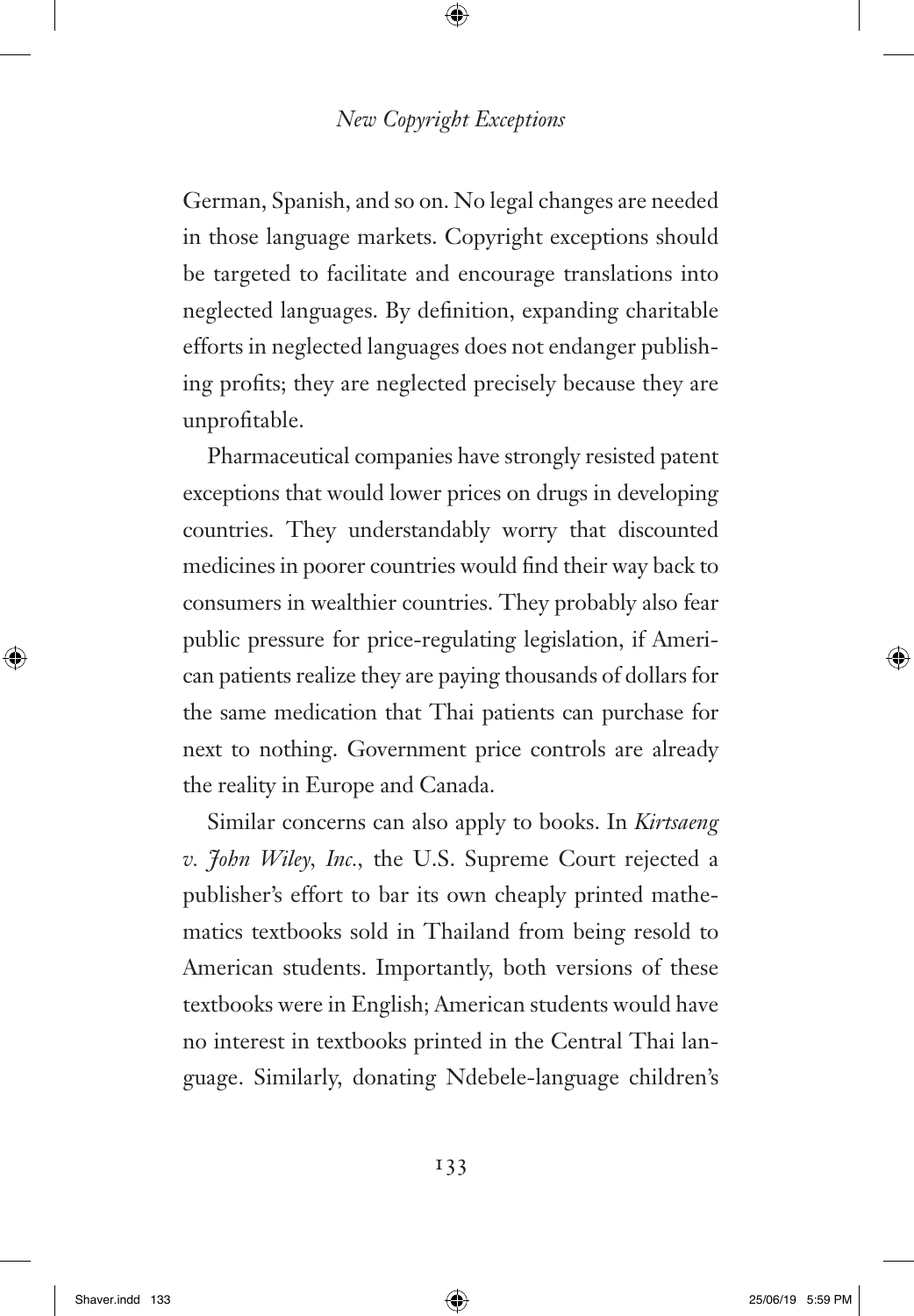German, Spanish, and so on. No legal changes are needed in those language markets. Copyright exceptions should be targeted to facilitate and encourage translations into neglected languages. By definition, expanding charitable efforts in neglected languages does not endanger publishing profits; they are neglected precisely because they are unprofitable.

Pharmaceutical companies have strongly resisted patent exceptions that would lower prices on drugs in developing countries. They understandably worry that discounted medicines in poorer countries would find their way back to consumers in wealthier countries. They probably also fear public pressure for price-regulating legislation, if American patients realize they are paying thousands of dollars for the same medication that Thai patients can purchase for next to nothing. Government price controls are already the reality in Europe and Canada.

Similar concerns can also apply to books. In *Kirtsaeng v. John Wiley, Inc.*, the U.S. Supreme Court rejected a publisher's effort to bar its own cheaply printed mathematics textbooks sold in Thailand from being resold to American students. Importantly, both versions of these textbooks were in English; American students would have no interest in textbooks printed in the Central Thai language. Similarly, donating Ndebele-language children's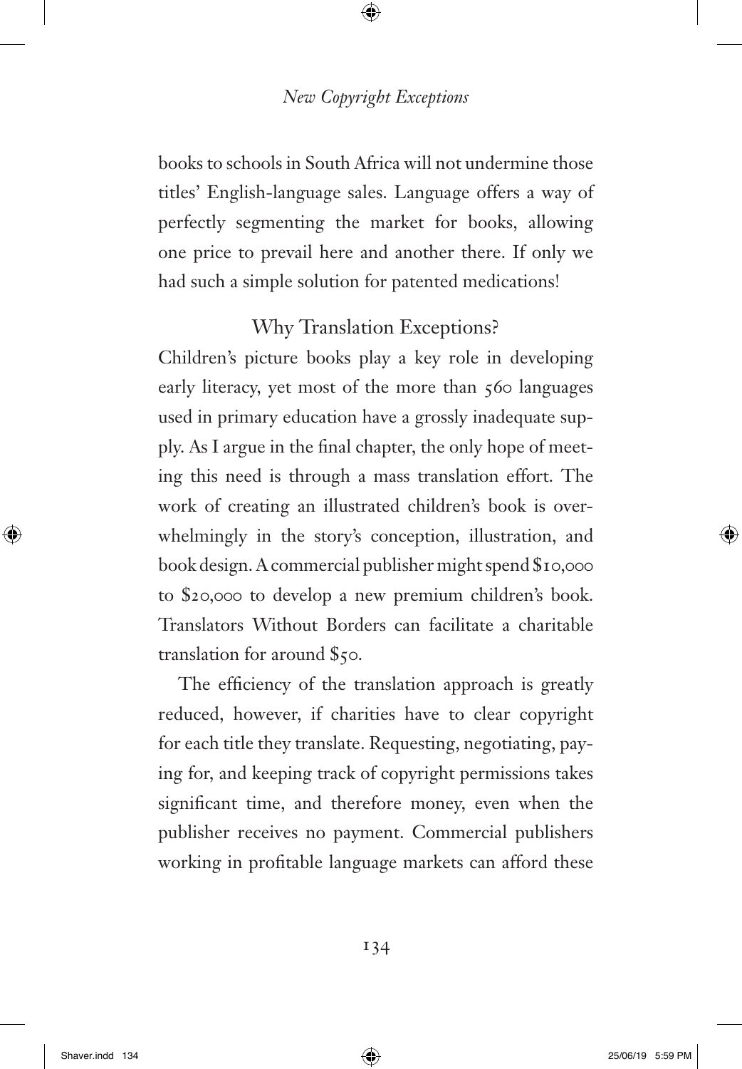books to schools in South Africa will not undermine those titles' English-language sales. Language offers a way of perfectly segmenting the market for books, allowing one price to prevail here and another there. If only we had such a simple solution for patented medications!

## Why Translation Exceptions?

Children's picture books play a key role in developing early literacy, yet most of the more than 560 languages used in primary education have a grossly inadequate supply. As I argue in the final chapter, the only hope of meeting this need is through a mass translation effort. The work of creating an illustrated children's book is overwhelmingly in the story's conception, illustration, and book design. A commercial publisher might spend $10,000 to $20,000 to develop a new premium children's book. Translators Without Borders can facilitate a charitable translation for around $50.

The efficiency of the translation approach is greatly reduced, however, if charities have to clear copyright for each title they translate. Requesting, negotiating, paying for, and keeping track of copyright permissions takes significant time, and therefore money, even when the publisher receives no payment. Commercial publishers working in profitable language markets can afford these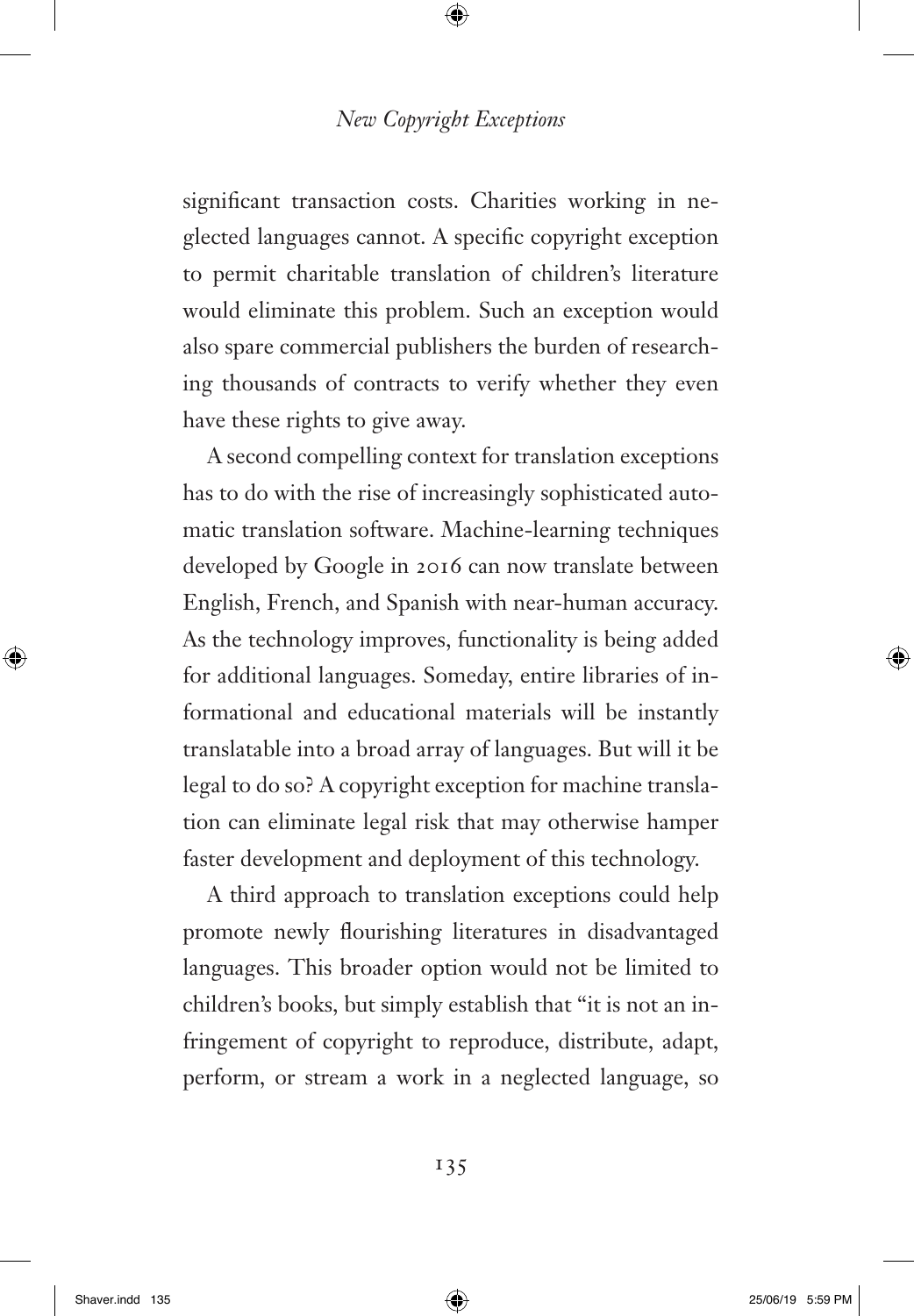significant transaction costs. Charities working in neglected languages cannot. A specific copyright exception to permit charitable translation of children's literature would eliminate this problem. Such an exception would also spare commercial publishers the burden of researching thousands of contracts to verify whether they even have these rights to give away.

A second compelling context for translation exceptions has to do with the rise of increasingly sophisticated automatic translation software. Machine-learning techniques developed by Google in 2016 can now translate between English, French, and Spanish with near-human accuracy. As the technology improves, functionality is being added for additional languages. Someday, entire libraries of informational and educational materials will be instantly translatable into a broad array of languages. But will it be legal to do so? A copyright exception for machine translation can eliminate legal risk that may otherwise hamper faster development and deployment of this technology.

A third approach to translation exceptions could help promote newly flourishing literatures in disadvantaged languages. This broader option would not be limited to children's books, but simply establish that "it is not an infringement of copyright to reproduce, distribute, adapt, perform, or stream a work in a neglected language, so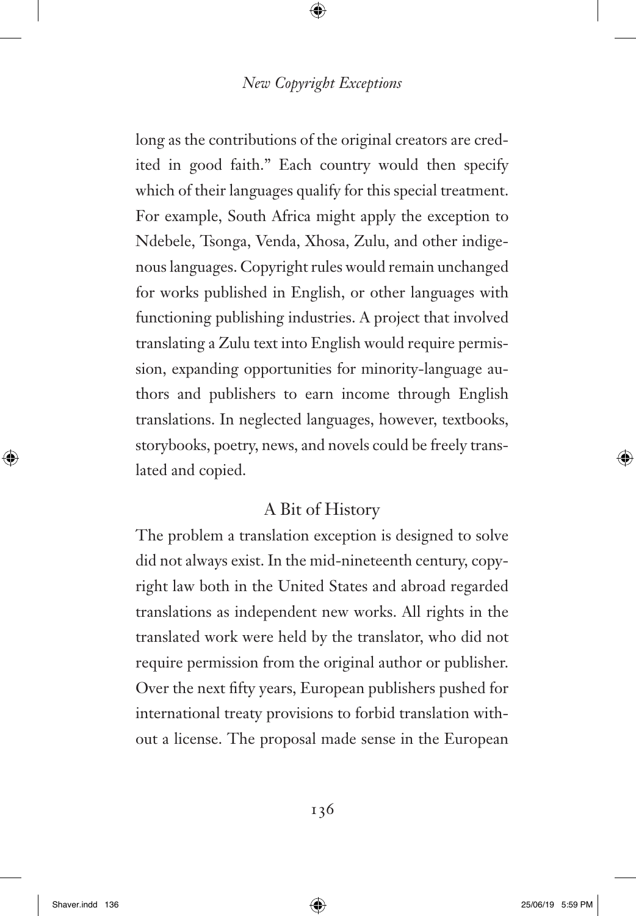long as the contributions of the original creators are credited in good faith." Each country would then specify which of their languages qualify for this special treatment. For example, South Africa might apply the exception to Ndebele, Tsonga, Venda, Xhosa, Zulu, and other indigenous languages. Copyright rules would remain unchanged for works published in English, or other languages with functioning publishing industries. A project that involved translating a Zulu text into English would require permission, expanding opportunities for minority-language authors and publishers to earn income through English translations. In neglected languages, however, textbooks, storybooks, poetry, news, and novels could be freely translated and copied.

## A Bit of History

The problem a translation exception is designed to solve did not always exist. In the mid-nineteenth century, copyright law both in the United States and abroad regarded translations as independent new works. All rights in the translated work were held by the translator, who did not require permission from the original author or publisher. Over the next fifty years, European publishers pushed for international treaty provisions to forbid translation without a license. The proposal made sense in the European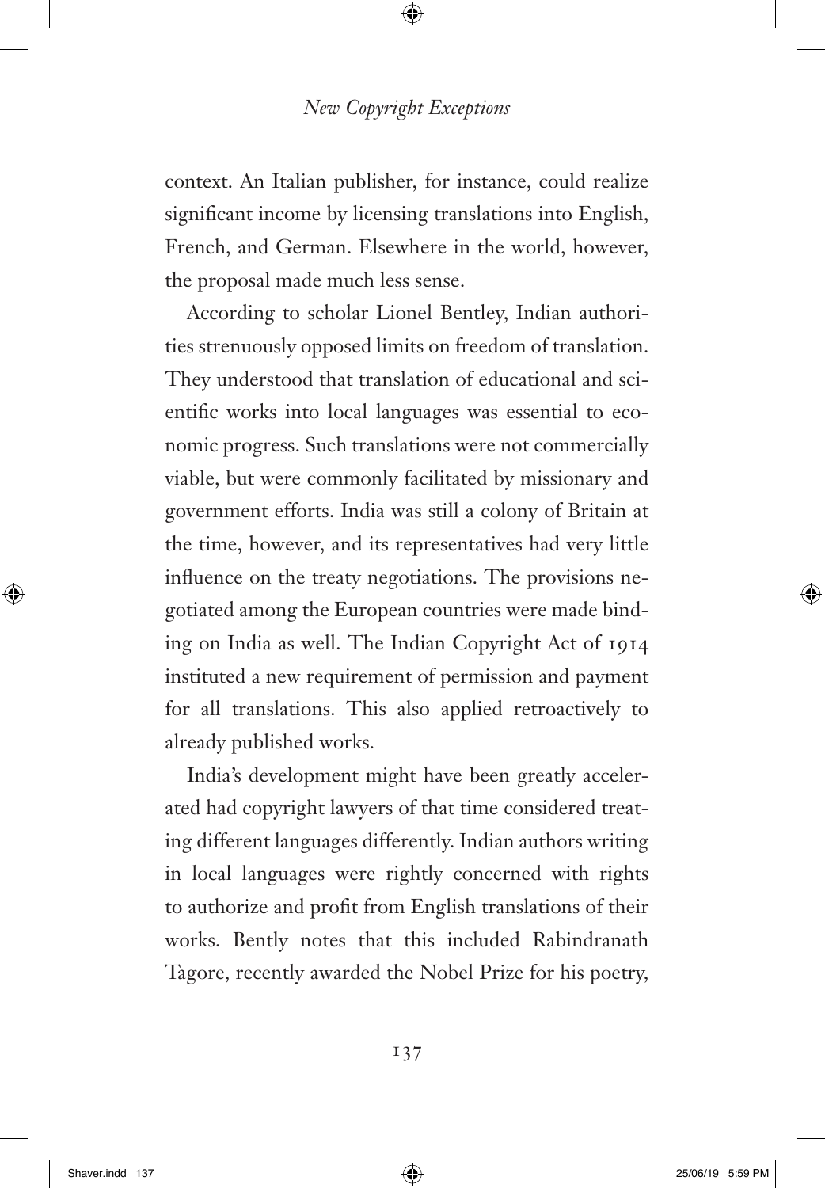context. An Italian publisher, for instance, could realize significant income by licensing translations into English, French, and German. Elsewhere in the world, however, the proposal made much less sense.

According to scholar Lionel Bentley, Indian authorities strenuously opposed limits on freedom of translation. They understood that translation of educational and scientific works into local languages was essential to economic progress. Such translations were not commercially viable, but were commonly facilitated by missionary and government efforts. India was still a colony of Britain at the time, however, and its representatives had very little influence on the treaty negotiations. The provisions negotiated among the European countries were made binding on India as well. The Indian Copyright Act of 1914 instituted a new requirement of permission and payment for all translations. This also applied retroactively to already published works.

India's development might have been greatly accelerated had copyright lawyers of that time considered treating different languages differently. Indian authors writing in local languages were rightly concerned with rights to authorize and profit from English translations of their works. Bently notes that this included Rabindranath Tagore, recently awarded the Nobel Prize for his poetry,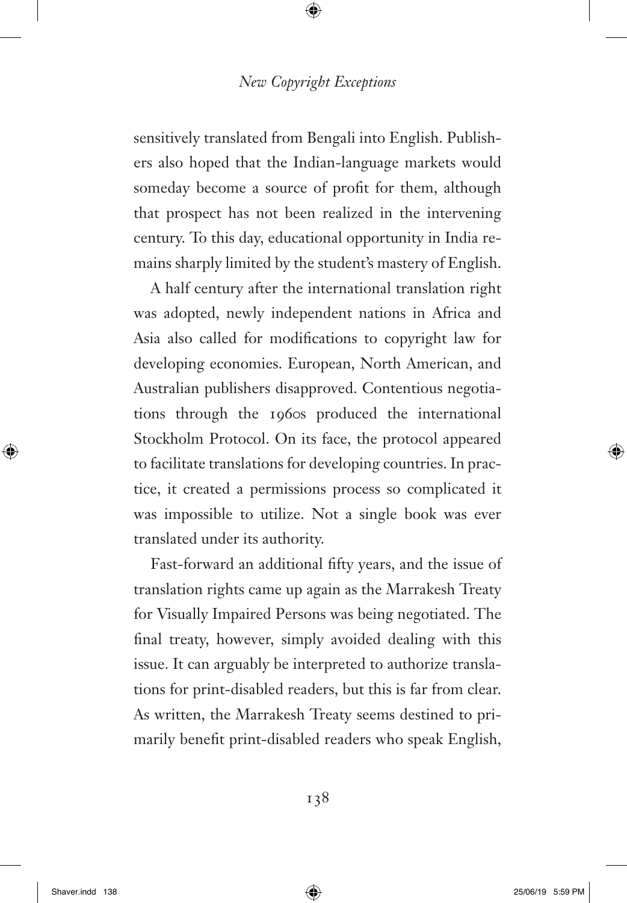sensitively translated from Bengali into English. Publishers also hoped that the Indian-language markets would someday become a source of profit for them, although that prospect has not been realized in the intervening century. To this day, educational opportunity in India remains sharply limited by the student's mastery of English.

A half century after the international translation right was adopted, newly independent nations in Africa and Asia also called for modifications to copyright law for developing economies. European, North American, and Australian publishers disapproved. Contentious negotiations through the 1960s produced the international Stockholm Protocol. On its face, the protocol appeared to facilitate translations for developing countries. In practice, it created a permissions process so complicated it was impossible to utilize. Not a single book was ever translated under its authority.

Fast-forward an additional fifty years, and the issue of translation rights came up again as the Marrakesh Treaty for Visually Impaired Persons was being negotiated. The final treaty, however, simply avoided dealing with this issue. It can arguably be interpreted to authorize translations for print-disabled readers, but this is far from clear. As written, the Marrakesh Treaty seems destined to primarily benefit print-disabled readers who speak English,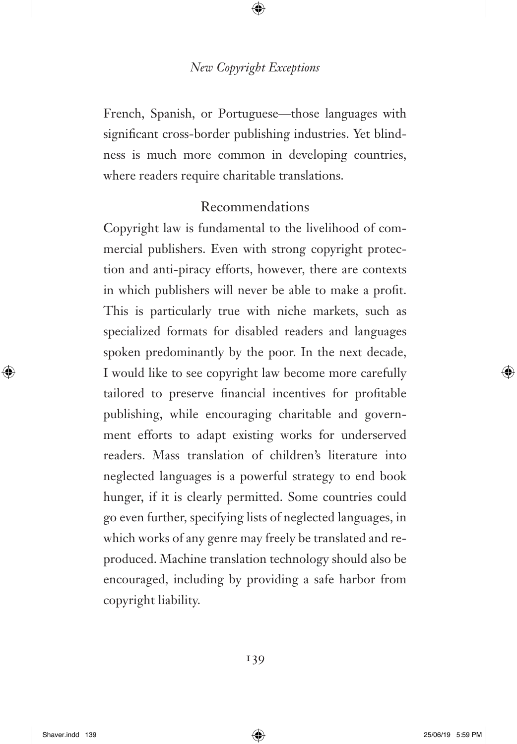French, Spanish, or Portuguese—those languages with significant cross-border publishing industries. Yet blindness is much more common in developing countries, where readers require charitable translations.

## Recommendations

Copyright law is fundamental to the livelihood of commercial publishers. Even with strong copyright protection and anti-piracy efforts, however, there are contexts in which publishers will never be able to make a profit. This is particularly true with niche markets, such as specialized formats for disabled readers and languages spoken predominantly by the poor. In the next decade, I would like to see copyright law become more carefully tailored to preserve financial incentives for profitable publishing, while encouraging charitable and government efforts to adapt existing works for underserved readers. Mass translation of children's literature into neglected languages is a powerful strategy to end book hunger, if it is clearly permitted. Some countries could go even further, specifying lists of neglected languages, in which works of any genre may freely be translated and reproduced. Machine translation technology should also be encouraged, including by providing a safe harbor from copyright liability.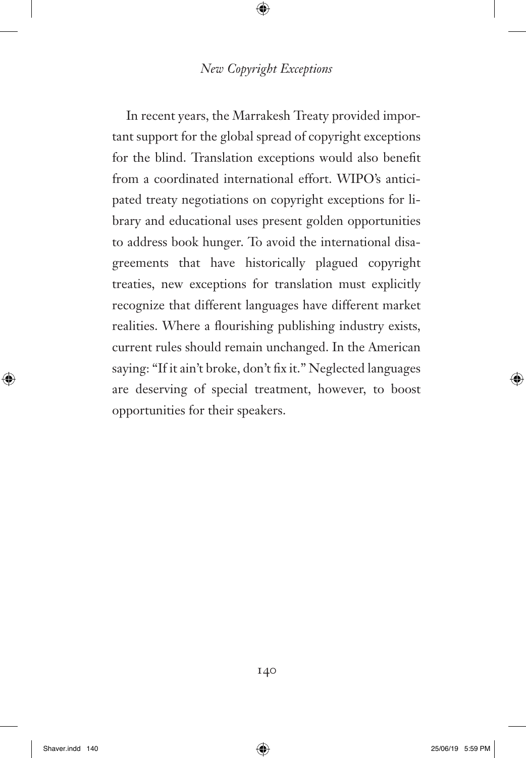In recent years, the Marrakesh Treaty provided important support for the global spread of copyright exceptions for the blind. Translation exceptions would also benefit from a coordinated international effort. WIPO's anticipated treaty negotiations on copyright exceptions for library and educational uses present golden opportunities to address book hunger. To avoid the international disagreements that have historically plagued copyright treaties, new exceptions for translation must explicitly recognize that different languages have different market realities. Where a flourishing publishing industry exists, current rules should remain unchanged. In the American saying: "If it ain't broke, don't fix it." Neglected languages are deserving of special treatment, however, to boost opportunities for their speakers.